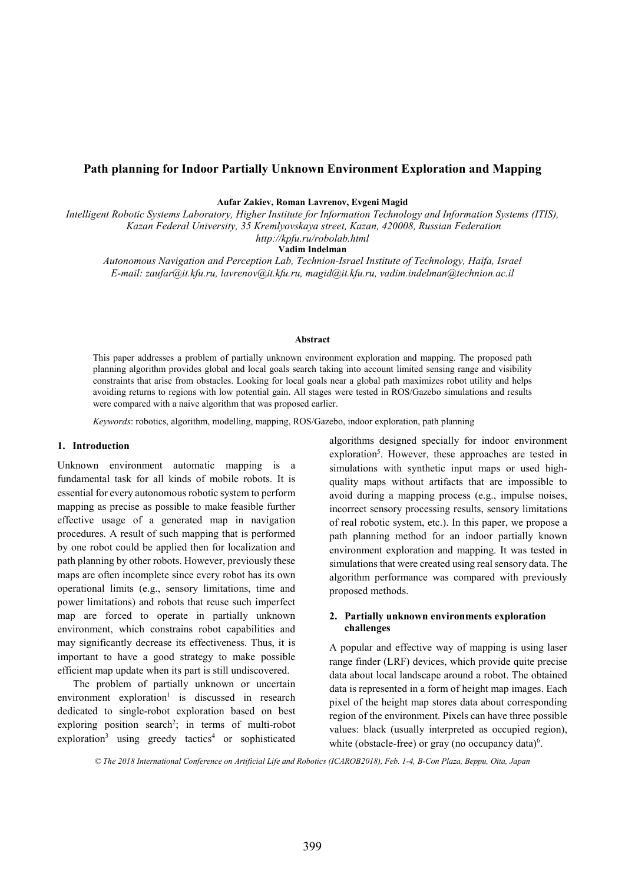# Path planning for Indoor Partially Unknown Environment Exploration and Mapping

**Aufar Zakiev, Roman Lavrenov, Evgeni Magid**

*Intelligent Robotic Systems Laboratory, Higher Institute for Information Technology and Information Systems (ITIS), Kazan Federal University, 35 Kremlyovskaya street, Kazan, 420008, Russian Federation*
*http://kpfu.ru/robolab.html*

**Vadim Indelman**

*Autonomous Navigation and Perception Lab, Technion-Israel Institute of Technology, Haifa, Israel*
*E-mail: zaufar@it.kfu.ru, lavrenov@it.kfu.ru, magid@it.kfu.ru, vadim.indelman@technion.ac.il*

**Abstract**

This paper addresses a problem of partially unknown environment exploration and mapping. The proposed path planning algorithm provides global and local goals search taking into account limited sensing range and visibility constraints that arise from obstacles. Looking for local goals near a global path maximizes robot utility and helps avoiding returns to regions with low potential gain. All stages were tested in ROS/Gazebo simulations and results were compared with a naive algorithm that was proposed earlier.

*Keywords*: robotics, algorithm, modelling, mapping, ROS/Gazebo, indoor exploration, path planning

## 1. Introduction

Unknown environment automatic mapping is a fundamental task for all kinds of mobile robots. It is essential for every autonomous robotic system to perform mapping as precise as possible to make feasible further effective usage of a generated map in navigation procedures. A result of such mapping that is performed by one robot could be applied then for localization and path planning by other robots. However, previously these maps are often incomplete since every robot has its own operational limits (e.g., sensory limitations, time and power limitations) and robots that reuse such imperfect map are forced to operate in partially unknown environment, which constrains robot capabilities and may significantly decrease its effectiveness. Thus, it is important to have a good strategy to make possible efficient map update when its part is still undiscovered.

The problem of partially unknown or uncertain environment exploration[1] is discussed in research dedicated to single-robot exploration based on best exploring position search[2]; in terms of multi-robot exploration[3] using greedy tactics[4] or sophisticated algorithms designed specially for indoor environment exploration[5]. However, these approaches are tested in simulations with synthetic input maps or used high-quality maps without artifacts that are impossible to avoid during a mapping process (e.g., impulse noises, incorrect sensory processing results, sensory limitations of real robotic system, etc.). In this paper, we propose a path planning method for an indoor partially known environment exploration and mapping. It was tested in simulations that were created using real sensory data. The algorithm performance was compared with previously proposed methods.

## 2. Partially unknown environments exploration challenges

A popular and effective way of mapping is using laser range finder (LRF) devices, which provide quite precise data about local landscape around a robot. The obtained data is represented in a form of height map images. Each pixel of the height map stores data about corresponding region of the environment. Pixels can have three possible values: black (usually interpreted as occupied region), white (obstacle-free) or gray (no occupancy data)[6].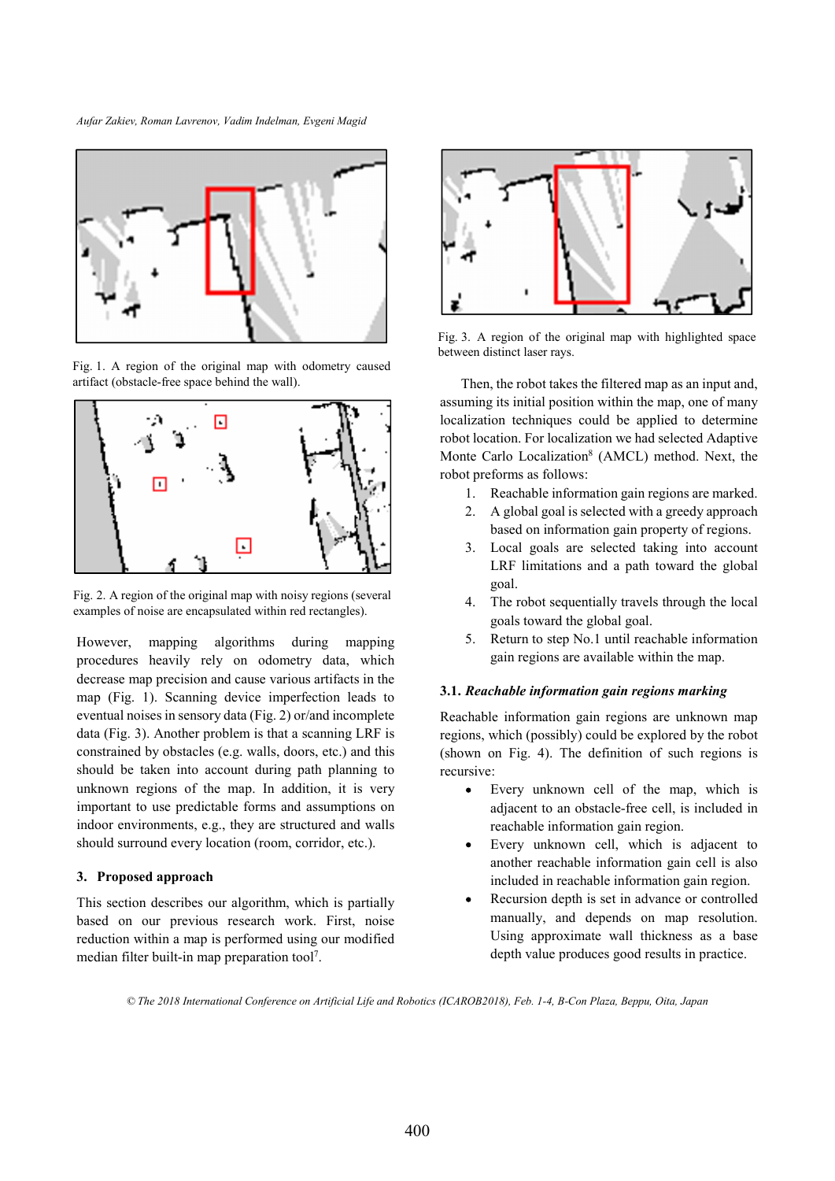Fig. 1. A region of the original map with odometry caused artifact (obstacle-free space behind the wall).

Fig. 2. A region of the original map with noisy regions (several examples of noise are encapsulated within red rectangles).

However, mapping algorithms during mapping procedures heavily rely on odometry data, which decrease map precision and cause various artifacts in the map (Fig. 1). Scanning device imperfection leads to eventual noises in sensory data (Fig. 2) or/and incomplete data (Fig. 3). Another problem is that a scanning LRF is constrained by obstacles (e.g. walls, doors, etc.) and this should be taken into account during path planning to unknown regions of the map. In addition, it is very important to use predictable forms and assumptions on indoor environments, e.g., they are structured and walls should surround every location (room, corridor, etc.).

## 3. Proposed approach

This section describes our algorithm, which is partially based on our previous research work. First, noise reduction within a map is performed using our modified median filter built-in map preparation tool[7].

Fig. 3. A region of the original map with highlighted space between distinct laser rays.

Then, the robot takes the filtered map as an input and, assuming its initial position within the map, one of many localization techniques could be applied to determine robot location. For localization we had selected Adaptive Monte Carlo Localization[8] (AMCL) method. Next, the robot preforms as follows:

1. Reachable information gain regions are marked.
2. A global goal is selected with a greedy approach based on information gain property of regions.
3. Local goals are selected taking into account LRF limitations and a path toward the global goal.
4. The robot sequentially travels through the local goals toward the global goal.
5. Return to step No.1 until reachable information gain regions are available within the map.

### 3.1. *Reachable information gain regions marking*

Reachable information gain regions are unknown map regions, which (possibly) could be explored by the robot (shown on Fig. 4). The definition of such regions is recursive:

- Every unknown cell of the map, which is adjacent to an obstacle-free cell, is included in reachable information gain region.
- Every unknown cell, which is adjacent to another reachable information gain cell is also included in reachable information gain region.
- Recursion depth is set in advance or controlled manually, and depends on map resolution. Using approximate wall thickness as a base depth value produces good results in practice.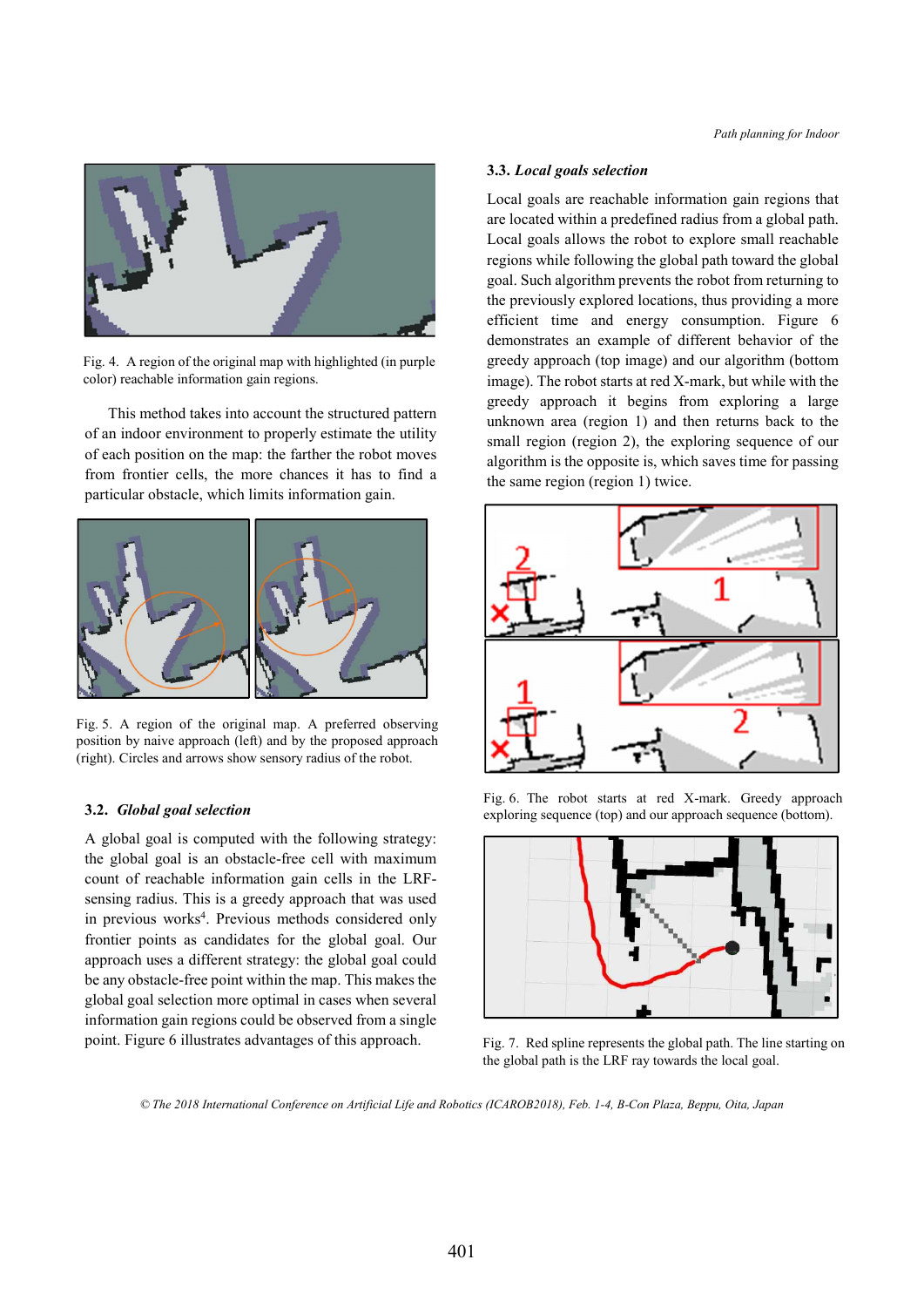Fig. 4. A region of the original map with highlighted (in purple color) reachable information gain regions.

This method takes into account the structured pattern of an indoor environment to properly estimate the utility of each position on the map: the farther the robot moves from frontier cells, the more chances it has to find a particular obstacle, which limits information gain.

Fig. 5. A region of the original map. A preferred observing position by naive approach (left) and by the proposed approach (right). Circles and arrows show sensory radius of the robot.

### 3.2. *Global goal selection*

A global goal is computed with the following strategy: the global goal is an obstacle-free cell with maximum count of reachable information gain cells in the LRF-sensing radius. This is a greedy approach that was used in previous works[4]. Previous methods considered only frontier points as candidates for the global goal. Our approach uses a different strategy: the global goal could be any obstacle-free point within the map. This makes the global goal selection more optimal in cases when several information gain regions could be observed from a single point. Figure 6 illustrates advantages of this approach.

### 3.3. *Local goals selection*

Local goals are reachable information gain regions that are located within a predefined radius from a global path. Local goals allows the robot to explore small reachable regions while following the global path toward the global goal. Such algorithm prevents the robot from returning to the previously explored locations, thus providing a more efficient time and energy consumption. Figure 6 demonstrates an example of different behavior of the greedy approach (top image) and our algorithm (bottom image). The robot starts at red X-mark, but while with the greedy approach it begins from exploring a large unknown area (region 1) and then returns back to the small region (region 2), the exploring sequence of our algorithm is the opposite is, which saves time for passing the same region (region 1) twice.

Fig. 6. The robot starts at red X-mark. Greedy approach exploring sequence (top) and our approach sequence (bottom).

Fig. 7. Red spline represents the global path. The line starting on the global path is the LRF ray towards the local goal.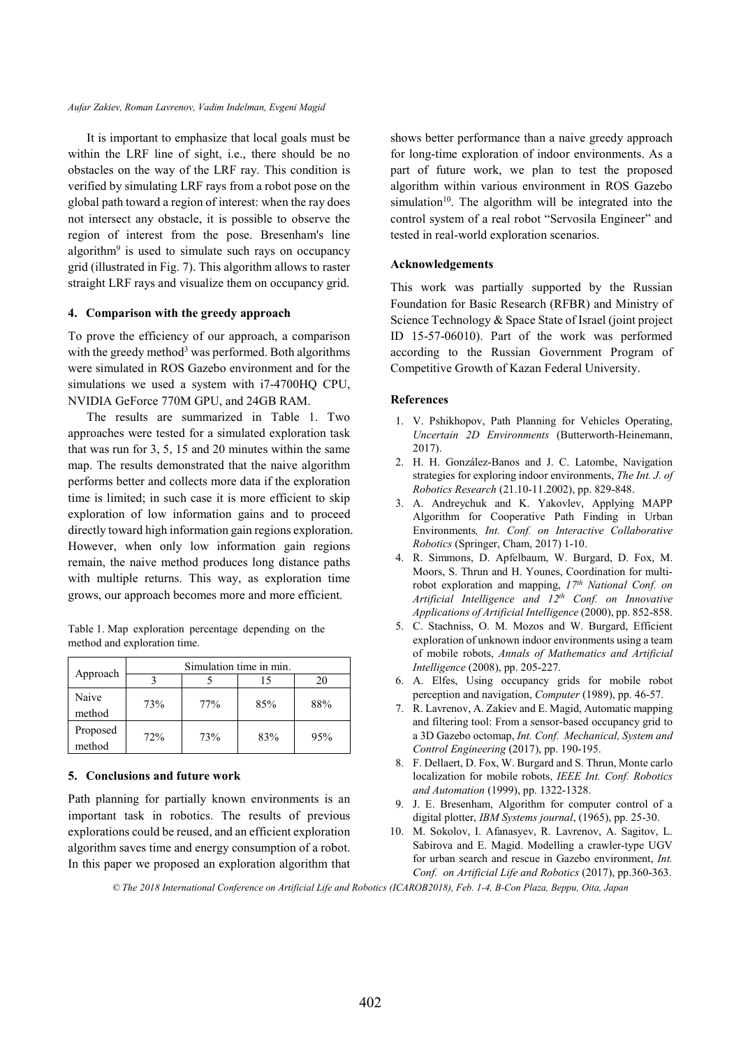It is important to emphasize that local goals must be within the LRF line of sight, i.e., there should be no obstacles on the way of the LRF ray. This condition is verified by simulating LRF rays from a robot pose on the global path toward a region of interest: when the ray does not intersect any obstacle, it is possible to observe the region of interest from the pose. Bresenham's line algorithm[9] is used to simulate such rays on occupancy grid (illustrated in Fig. 7). This algorithm allows to raster straight LRF rays and visualize them on occupancy grid.

## 4. Comparison with the greedy approach

To prove the efficiency of our approach, a comparison with the greedy method[3] was performed. Both algorithms were simulated in ROS Gazebo environment and for the simulations we used a system with i7-4700HQ CPU, NVIDIA GeForce 770M GPU, and 24GB RAM.

The results are summarized in Table 1. Two approaches were tested for a simulated exploration task that was run for 3, 5, 15 and 20 minutes within the same map. The results demonstrated that the naive algorithm performs better and collects more data if the exploration time is limited; in such case it is more efficient to skip exploration of low information gains and to proceed directly toward high information gain regions exploration. However, when only low information gain regions remain, the naive method produces long distance paths with multiple returns. This way, as exploration time grows, our approach becomes more and more efficient.

Table 1. Map exploration percentage depending on the method and exploration time.

| Approach | Simulation time in min. | | | |
|---|---|---|---|---|
| | 3 | 5 | 15 | 20 |
| Naive method | 73% | 77% | 85% | 88% |
| Proposed method | 72% | 73% | 83% | 95% |

## 5. Conclusions and future work

Path planning for partially known environments is an important task in robotics. The results of previous explorations could be reused, and an efficient exploration algorithm saves time and energy consumption of a robot. In this paper we proposed an exploration algorithm that shows better performance than a naive greedy approach for long-time exploration of indoor environments. As a part of future work, we plan to test the proposed algorithm within various environment in ROS Gazebo simulation[10]. The algorithm will be integrated into the control system of a real robot "Servosila Engineer" and tested in real-world exploration scenarios.

## Acknowledgements

This work was partially supported by the Russian Foundation for Basic Research (RFBR) and Ministry of Science Technology & Space State of Israel (joint project ID 15-57-06010). Part of the work was performed according to the Russian Government Program of Competitive Growth of Kazan Federal University.

## References

1. V. Pshikhopov, Path Planning for Vehicles Operating, *Uncertain 2D Environments* (Butterworth-Heinemann, 2017).
2. H. H. González-Banos and J. C. Latombe, Navigation strategies for exploring indoor environments, *The Int. J. of Robotics Research* (21.10-11.2002), pp. 829-848.
3. A. Andreychuk and K. Yakovlev, Applying MAPP Algorithm for Cooperative Path Finding in Urban Environments*, Int. Conf. on Interactive Collaborative Robotics* (Springer, Cham, 2017) 1-10.
4. R. Simmons, D. Apfelbaum, W. Burgard, D. Fox, M. Moors, S. Thrun and H. Younes, Coordination for multi-robot exploration and mapping, *17th National Conf. on Artificial Intelligence and 12th Conf. on Innovative Applications of Artificial Intelligence* (2000), pp. 852-858.
5. C. Stachniss, O. M. Mozos and W. Burgard, Efficient exploration of unknown indoor environments using a team of mobile robots, *Annals of Mathematics and Artificial Intelligence* (2008), pp. 205-227.
6. A. Elfes, Using occupancy grids for mobile robot perception and navigation, *Computer* (1989), pp. 46-57.
7. R. Lavrenov, A. Zakiev and E. Magid, Automatic mapping and filtering tool: From a sensor-based occupancy grid to a 3D Gazebo octomap, *Int. Conf. Mechanical, System and Control Engineering* (2017), pp. 190-195.
8. F. Dellaert, D. Fox, W. Burgard and S. Thrun, Monte carlo localization for mobile robots, *IEEE Int. Conf. Robotics and Automation* (1999), pp. 1322-1328.
9. J. E. Bresenham, Algorithm for computer control of a digital plotter, *IBM Systems journal*, (1965), pp. 25-30.
10. M. Sokolov, I. Afanasyev, R. Lavrenov, A. Sagitov, L. Sabirova and E. Magid. Modelling a crawler-type UGV for urban search and rescue in Gazebo environment, *Int. Conf. on Artificial Life and Robotics* (2017), pp.360-363.